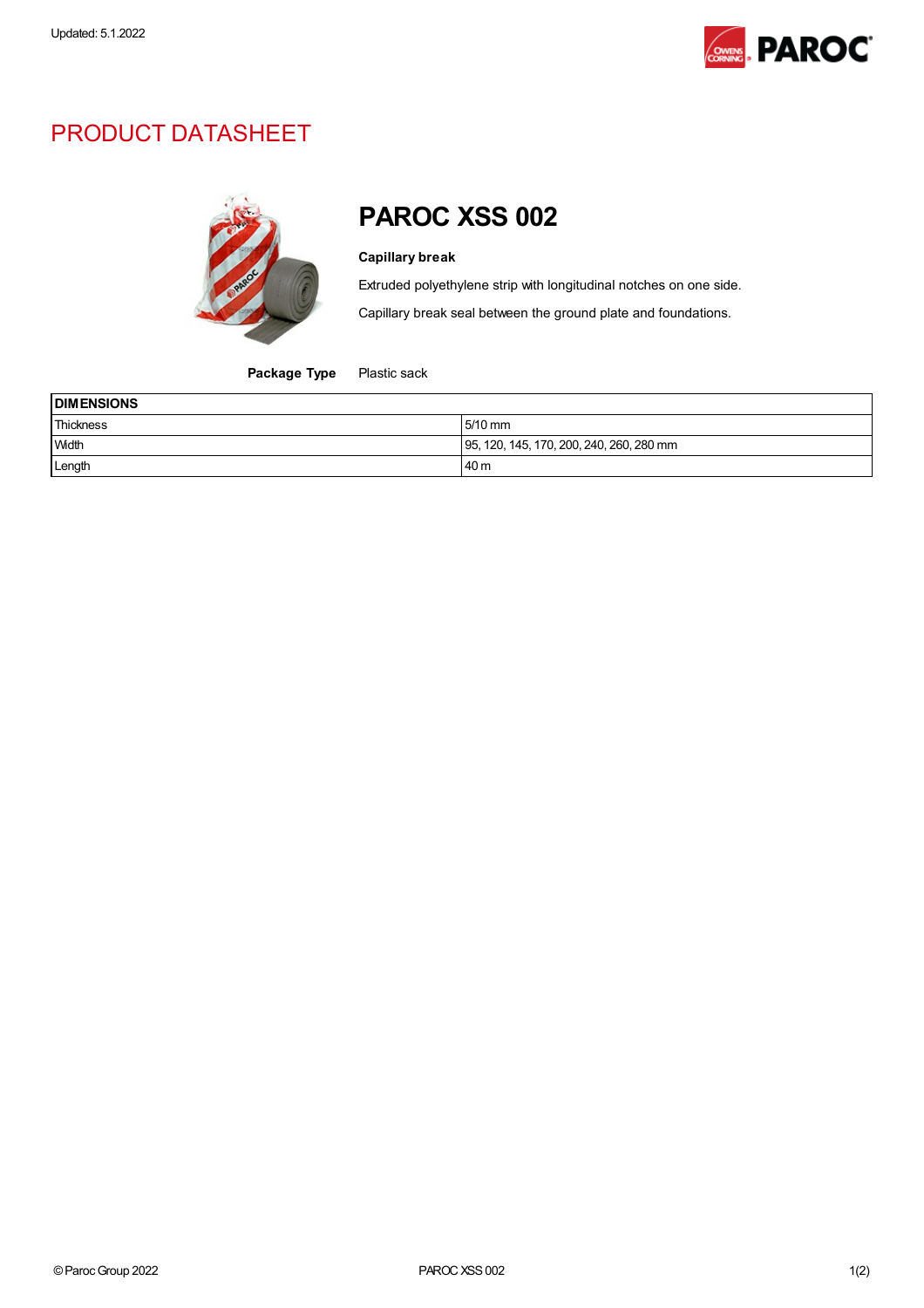Updated: 5.1.2022

# PRODUCT DATASHEET

## PAROC XSS 002

**Capillary break**

Extruded polyethylene strip with longitudinal notches on one side.

Capillary break seal between the ground plate and foundations.

**Package Type** Plastic sack

| DIMENSIONS | |
|---|---|
| Thickness | 5/10 mm |
| Width | 95, 120, 145, 170, 200, 240, 260, 280 mm |
| Length | 40 m |

© Paroc Group 2022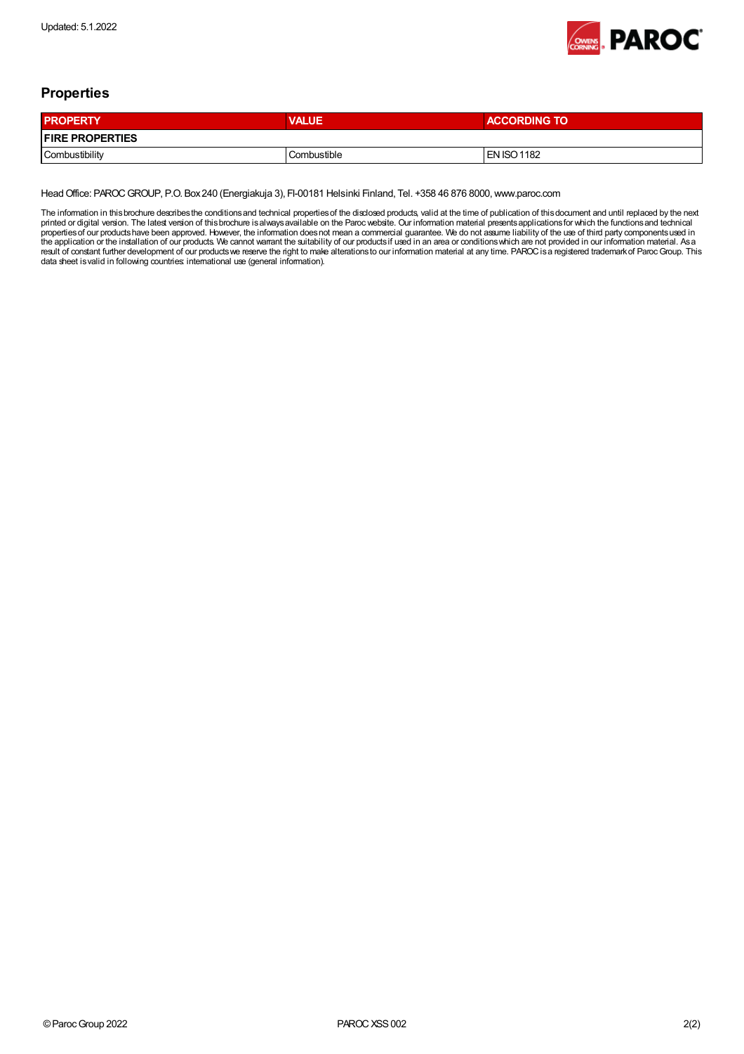Updated: 5.1.2022

## Properties

| PROPERTY | VALUE | ACCORDING TO |
|---|---|---|
| **FIRE PROPERTIES** | | |
| Combustibility | Combustible | EN ISO 1182 |

Head Office: PAROC GROUP, P.O. Box 240 (Energiakuja 3), FI-00181 Helsinki Finland, Tel. +358 46 876 8000, www.paroc.com

The information in this brochure describes the conditions and technical properties of the disclosed products, valid at the time of publication of this document and until replaced by the next printed or digital version. The latest version of this brochure is always available on the Paroc website. Our information material presents applications for which the functions and technical properties of our products have been approved. However, the information does not mean a commercial guarantee. We do not assume liability of the use of third party components used in the application or the installation of our products. We cannot warrant the suitability of our products if used in an area or conditions which are not provided in our information material. As a result of constant further development of our products we reserve the right to make alterations to our information material at any time. PAROC is a registered trademark of Paroc Group. This data sheet is valid in following countries: international use (general information).

© Paroc Group 2022

PAROC XSS 002